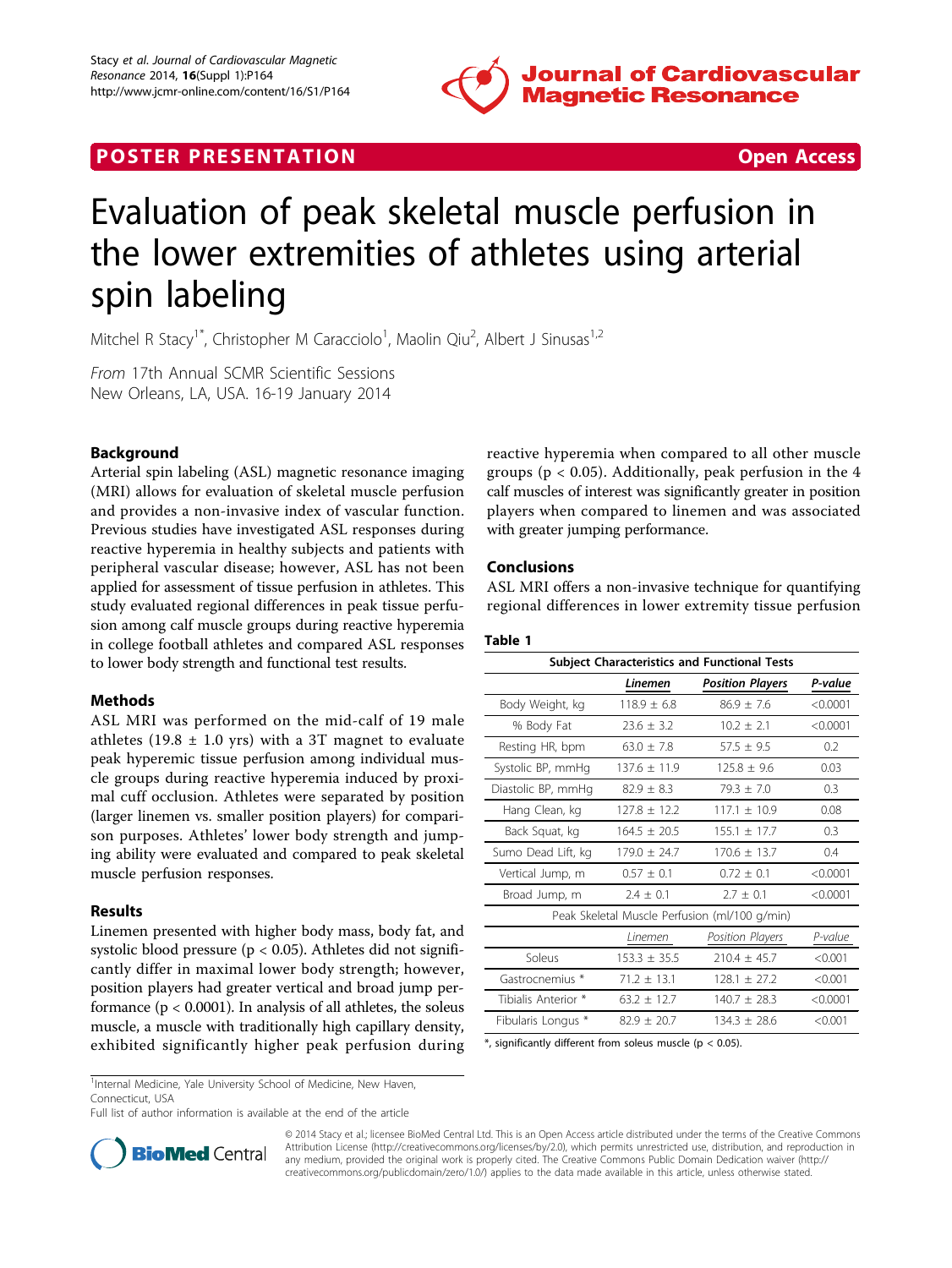POSTER PRESENTATION Open Access

# Evaluation of peak skeletal muscle perfusion in the lower extremities of athletes using arterial spin labeling

Mitchel R Stacy[1*], Christopher M Caracciolo[1], Maolin Qiu[2], Albert J Sinusas[1,2]

*From* 17th Annual SCMR Scientific Sessions
New Orleans, LA, USA. 16-19 January 2014

## Background

Arterial spin labeling (ASL) magnetic resonance imaging (MRI) allows for evaluation of skeletal muscle perfusion and provides a non-invasive index of vascular function. Previous studies have investigated ASL responses during reactive hyperemia in healthy subjects and patients with peripheral vascular disease; however, ASL has not been applied for assessment of tissue perfusion in athletes. This study evaluated regional differences in peak tissue perfusion among calf muscle groups during reactive hyperemia in college football athletes and compared ASL responses to lower body strength and functional test results.

## Methods

ASL MRI was performed on the mid-calf of 19 male athletes (19.8 ± 1.0 yrs) with a 3T magnet to evaluate peak hyperemic tissue perfusion among individual muscle groups during reactive hyperemia induced by proximal cuff occlusion. Athletes were separated by position (larger linemen vs. smaller position players) for comparison purposes. Athletes' lower body strength and jumping ability were evaluated and compared to peak skeletal muscle perfusion responses.

## Results

Linemen presented with higher body mass, body fat, and systolic blood pressure ($p < 0.05$). Athletes did not significantly differ in maximal lower body strength; however, position players had greater vertical and broad jump performance ($p < 0.0001$). In analysis of all athletes, the soleus muscle, a muscle with traditionally high capillary density, exhibited significantly higher peak perfusion during reactive hyperemia when compared to all other muscle groups ($p < 0.05$). Additionally, peak perfusion in the 4 calf muscles of interest was significantly greater in position players when compared to linemen and was associated with greater jumping performance.

## Conclusions

ASL MRI offers a non-invasive technique for quantifying regional differences in lower extremity tissue perfusion

**Table 1**

| Subject Characteristics and Functional Tests | | | |
|---|---|---|---|
| | ***Linemen*** | ***Position Players*** | ***P-value*** |
| Body Weight, kg | 118.9 ± 6.8 | 86.9 ± 7.6 | <0.0001 |
| % Body Fat | 23.6 ± 3.2 | 10.2 ± 2.1 | <0.0001 |
| Resting HR, bpm | 63.0 ± 7.8 | 57.5 ± 9.5 | 0.2 |
| Systolic BP, mmHg | 137.6 ± 11.9 | 125.8 ± 9.6 | 0.03 |
| Diastolic BP, mmHg | 82.9 ± 8.3 | 79.3 ± 7.0 | 0.3 |
| Hang Clean, kg | 127.8 ± 12.2 | 117.1 ± 10.9 | 0.08 |
| Back Squat, kg | 164.5 ± 20.5 | 155.1 ± 17.7 | 0.3 |
| Sumo Dead Lift, kg | 179.0 ± 24.7 | 170.6 ± 13.7 | 0.4 |
| Vertical Jump, m | 0.57 ± 0.1 | 0.72 ± 0.1 | <0.0001 |
| Broad Jump, m | 2.4 ± 0.1 | 2.7 ± 0.1 | <0.0001 |
| Peak Skeletal Muscle Perfusion (ml/100 g/min) | | | |
| | *Linemen* | *Position Players* | *P-value* |
| Soleus | 153.3 ± 35.5 | 210.4 ± 45.7 | <0.001 |
| Gastrocnemius * | 71.2 ± 13.1 | 128.1 ± 27.2 | <0.001 |
| Tibialis Anterior * | 63.2 ± 12.7 | 140.7 ± 28.3 | <0.0001 |
| Fibularis Longus * | 82.9 ± 20.7 | 134.3 ± 28.6 | <0.001 |

*, significantly different from soleus muscle ($p < 0.05$).

[1]Internal Medicine, Yale University School of Medicine, New Haven, Connecticut, USA
Full list of author information is available at the end of the article

© 2014 Stacy et al.; licensee BioMed Central Ltd. This is an Open Access article distributed under the terms of the Creative Commons Attribution License (http://creativecommons.org/licenses/by/2.0), which permits unrestricted use, distribution, and reproduction in any medium, provided the original work is properly cited. The Creative Commons Public Domain Dedication waiver (http://creativecommons.org/publicdomain/zero/1.0/) applies to the data made available in this article, unless otherwise stated.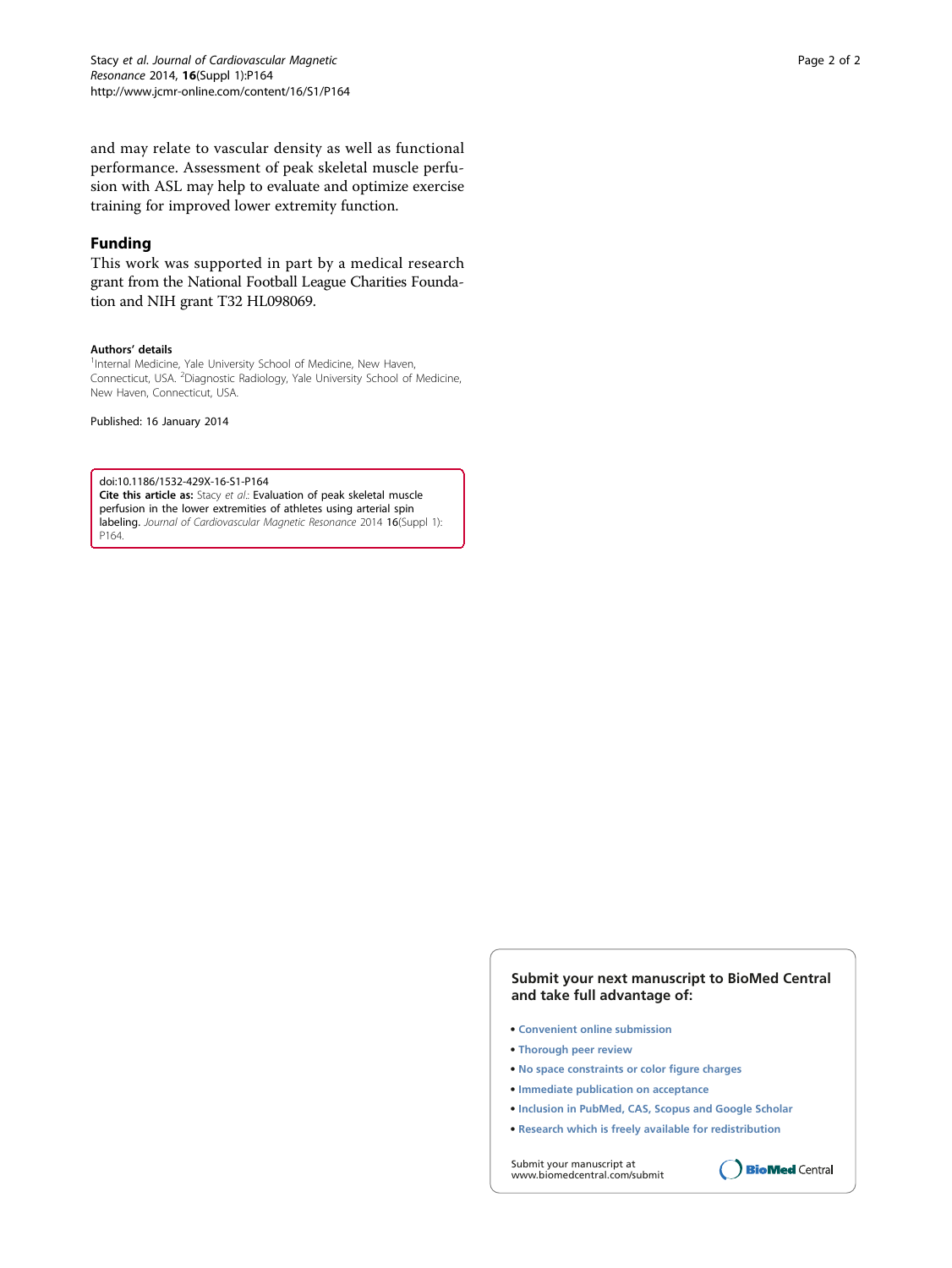and may relate to vascular density as well as functional performance. Assessment of peak skeletal muscle perfusion with ASL may help to evaluate and optimize exercise training for improved lower extremity function.

## Funding

This work was supported in part by a medical research grant from the National Football League Charities Foundation and NIH grant T32 HL098069.

#### Authors' details

[1]Internal Medicine, Yale University School of Medicine, New Haven, Connecticut, USA. [2]Diagnostic Radiology, Yale University School of Medicine, New Haven, Connecticut, USA.

Published: 16 January 2014

doi:10.1186/1532-429X-16-S1-P164
**Cite this article as:** Stacy *et al.*: Evaluation of peak skeletal muscle perfusion in the lower extremities of athletes using arterial spin labeling. *Journal of Cardiovascular Magnetic Resonance* 2014 **16**(Suppl 1): P164.

**Submit your next manuscript to BioMed Central and take full advantage of:**

- Convenient online submission
- Thorough peer review
- No space constraints or color figure charges
- Immediate publication on acceptance
- Inclusion in PubMed, CAS, Scopus and Google Scholar
- Research which is freely available for redistribution

Submit your manuscript at
www.biomedcentral.com/submit

BioMed Central